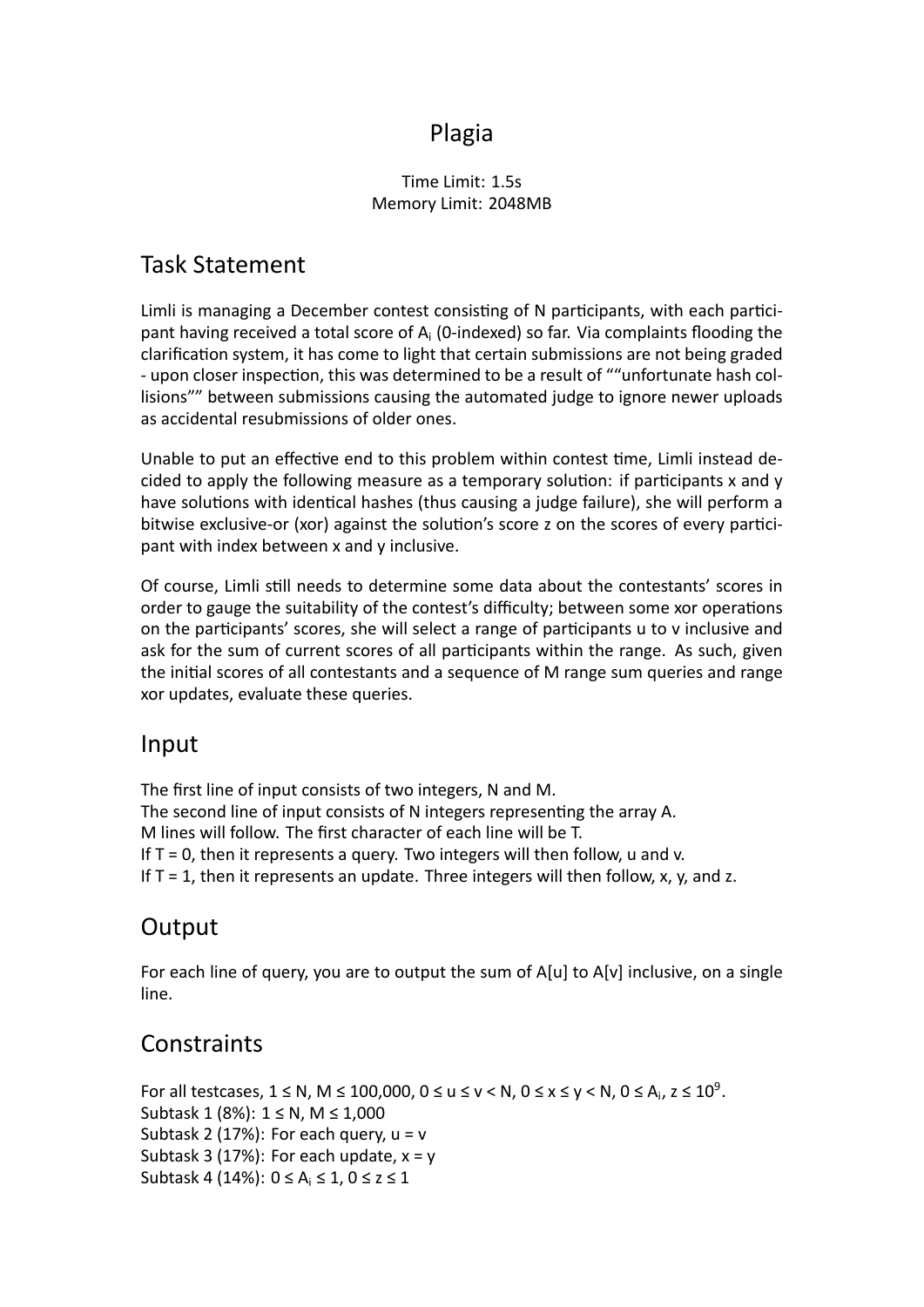# Plagia

Time Limit: 1.5s
Memory Limit: 2048MB

## Task Statement

Limli is managing a December contest consisting of N participants, with each participant having received a total score of $A_i$ (0-indexed) so far. Via complaints flooding the clarification system, it has come to light that certain submissions are not being graded - upon closer inspection, this was determined to be a result of ““unfortunate hash collisions”” between submissions causing the automated judge to ignore newer uploads as accidental resubmissions of older ones.

Unable to put an effective end to this problem within contest time, Limli instead decided to apply the following measure as a temporary solution: if participants x and y have solutions with identical hashes (thus causing a judge failure), she will perform a bitwise exclusive-or (xor) against the solution's score z on the scores of every participant with index between x and y inclusive.

Of course, Limli still needs to determine some data about the contestants' scores in order to gauge the suitability of the contest's difficulty; between some xor operations on the participants' scores, she will select a range of participants u to v inclusive and ask for the sum of current scores of all participants within the range. As such, given the initial scores of all contestants and a sequence of M range sum queries and range xor updates, evaluate these queries.

## Input

The first line of input consists of two integers, N and M.
The second line of input consists of N integers representing the array A.
M lines will follow. The first character of each line will be T.
If T = 0, then it represents a query. Two integers will then follow, u and v.
If T = 1, then it represents an update. Three integers will then follow, x, y, and z.

## Output

For each line of query, you are to output the sum of A[u] to A[v] inclusive, on a single line.

## Constraints

For all testcases, $1 \le N, M \le 100{,}000$, $0 \le u \le v < N$, $0 \le x \le y < N$, $0 \le A_i, z \le 10^9$.
Subtask 1 (8%): $1 \le N, M \le 1{,}000$
Subtask 2 (17%): For each query, u = v
Subtask 3 (17%): For each update, x = y
Subtask 4 (14%): $0 \le A_i \le 1$, $0 \le z \le 1$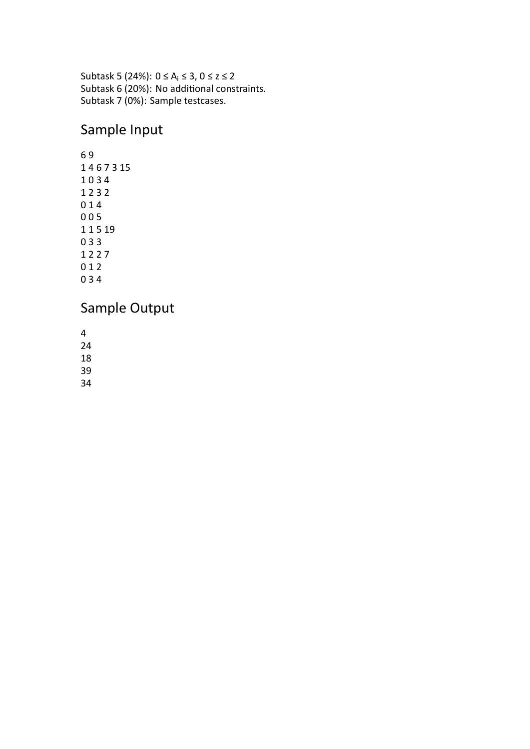Subtask 5 (24%): $0 \leq A_i \leq 3$, $0 \leq z \leq 2$
Subtask 6 (20%): No additional constraints.
Subtask 7 (0%): Sample testcases.

## Sample Input

```
6 9
1 4 6 7 3 15
1 0 3 4
1 2 3 2
0 1 4
0 0 5
1 1 5 19
0 3 3
1 2 2 7
0 1 2
0 3 4
```

## Sample Output

```
4
24
18
39
34
```